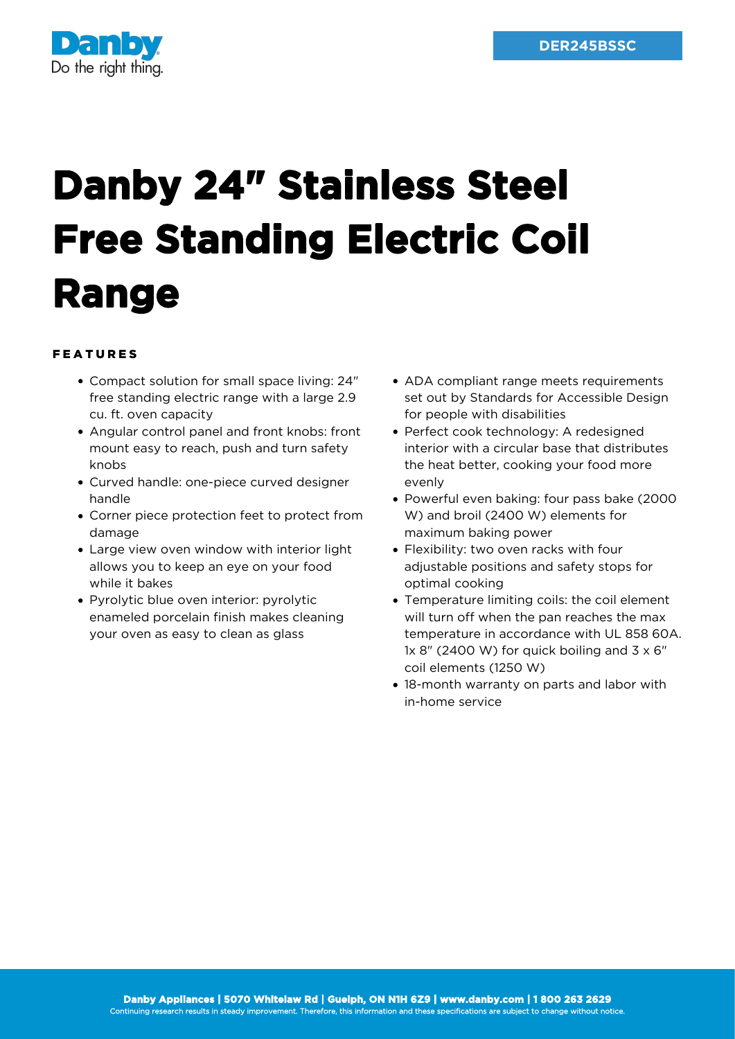DER245BSSC

# Danby 24" Stainless Steel Free Standing Electric Coil Range

## FEATURES

- Compact solution for small space living: 24" free standing electric range with a large 2.9 cu. ft. oven capacity
- Angular control panel and front knobs: front mount easy to reach, push and turn safety knobs
- Curved handle: one-piece curved designer handle
- Corner piece protection feet to protect from damage
- Large view oven window with interior light allows you to keep an eye on your food while it bakes
- Pyrolytic blue oven interior: pyrolytic enameled porcelain finish makes cleaning your oven as easy to clean as glass
- ADA compliant range meets requirements set out by Standards for Accessible Design for people with disabilities
- Perfect cook technology: A redesigned interior with a circular base that distributes the heat better, cooking your food more evenly
- Powerful even baking: four pass bake (2000 W) and broil (2400 W) elements for maximum baking power
- Flexibility: two oven racks with four adjustable positions and safety stops for optimal cooking
- Temperature limiting coils: the coil element will turn off when the pan reaches the max temperature in accordance with UL 858 60A. 1x 8" (2400 W) for quick boiling and 3 x 6" coil elements (1250 W)
- 18-month warranty on parts and labor with in-home service

**Danby Appliances | 5070 Whitelaw Rd | Guelph, ON N1H 6Z9 | www.danby.com | 1 800 263 2629**
Continuing research results in steady improvement. Therefore, this information and these specifications are subject to change without notice.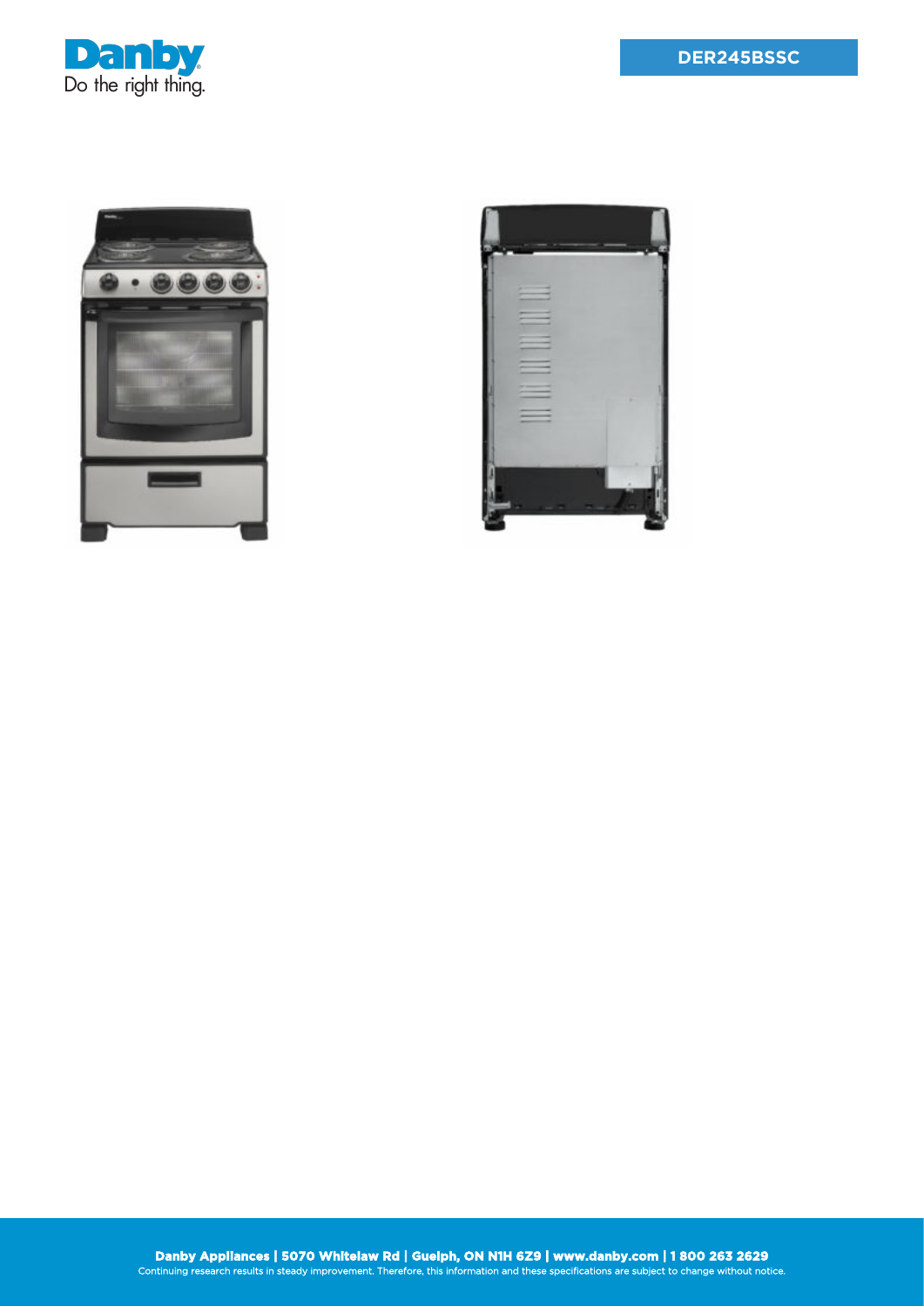**DER245BSSC**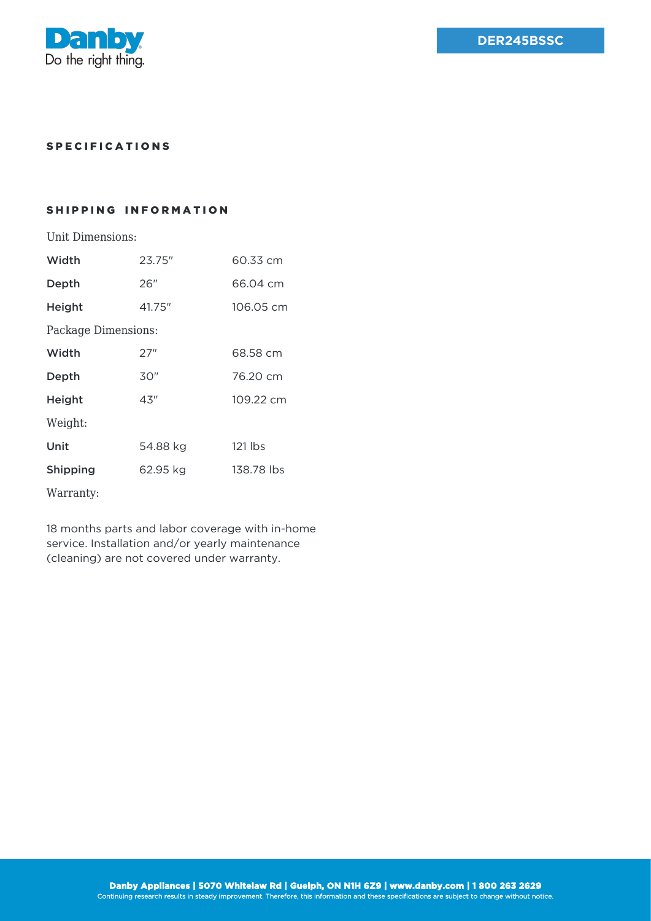**DER245BSSC**

## SPECIFICATIONS

### SHIPPING INFORMATION

| | | |
|---|---|---|
| Unit Dimensions: | | |
| **Width** | 23.75″ | 60.33 cm |
| **Depth** | 26″ | 66.04 cm |
| **Height** | 41.75″ | 106.05 cm |
| Package Dimensions: | | |
| **Width** | 27″ | 68.58 cm |
| **Depth** | 30″ | 76.20 cm |
| **Height** | 43″ | 109.22 cm |
| Weight: | | |
| **Unit** | 54.88 kg | 121 lbs |
| **Shipping** | 62.95 kg | 138.78 lbs |

Warranty:

18 months parts and labor coverage with in-home service. Installation and/or yearly maintenance (cleaning) are not covered under warranty.

**Danby Appliances | 5070 Whitelaw Rd | Guelph, ON N1H 6Z9 | www.danby.com | 1 800 263 2629**
Continuing research results in steady improvement. Therefore, this information and these specifications are subject to change without notice.